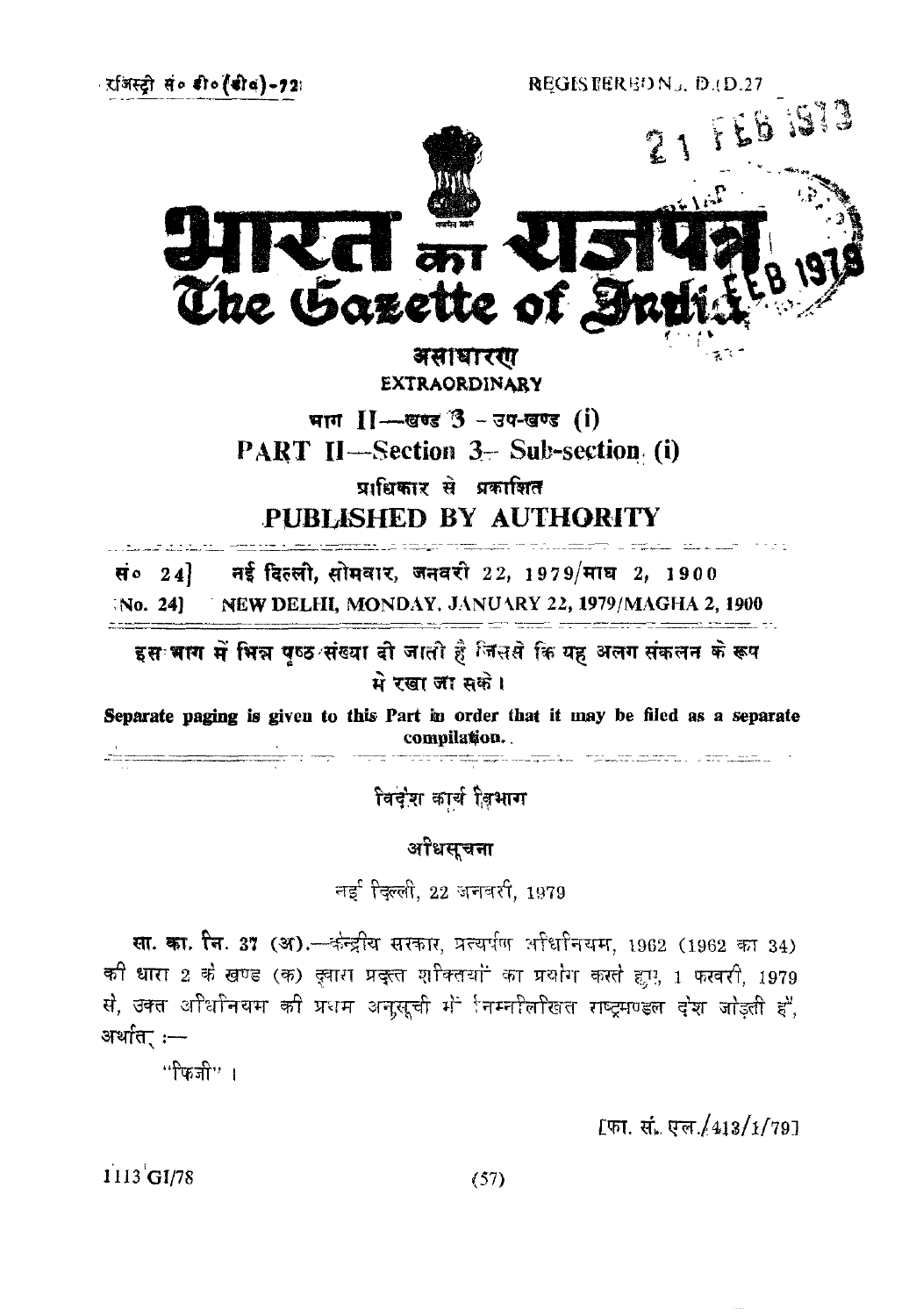रजिस्ट्री सं० डी० (डी०)-72

REGISTERED No. D.(D.27

# भारत का राजपत्र
# The Gazette of India

**असाधारण**

**EXTRAORDINARY**

**भाग II—खण्ड 3 – उप-खण्ड (i)**

**PART II—Section 3—Sub-section (i)**

**प्राधिकार से प्रकाशित**

**PUBLISHED BY AUTHORITY**

सं० 24] नई दिल्ली, सोमवार, जनवरी 22, 1979/माघ 2, 1900

No. 24] NEW DELHI, MONDAY, JANUARY 22, 1979/MAGHA 2, 1900

**इस भाग में भिन्न पृष्ठ संख्या दी जाती है जिससे कि यह अलग संकलन के रूप में रखा जा सके।**

**Separate paging is given to this Part in order that it may be filed as a separate compilation.**

विदेश कार्य विभाग

अधिसूचना

नई दिल्ली, 22 जनवरी, 1979

**सा. का. नि. 37 (अ).**—केन्द्रीय सरकार, प्रत्यर्पण अधिनियम, 1962 (1962 का 34) की धारा 2 के खण्ड (क) द्वारा प्रदत्त शक्तियों का प्रयोग करते हुए, 1 फरवरी, 1979 से, उक्त अधिनियम की प्रथम अनुसूची में निम्नलिखित राष्ट्रमण्डल देश जोड़ती है, अर्थात् :—

"फिजी"।

[फा. सं. एल./413/1/79]

1113 GI/78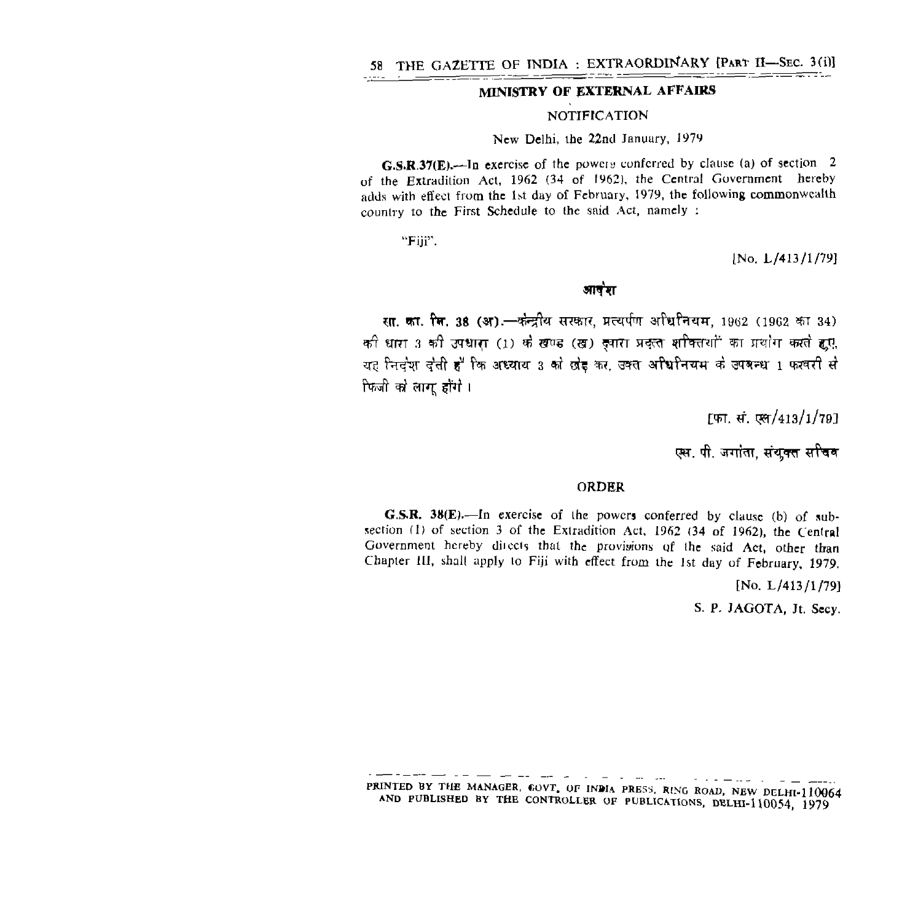## MINISTRY OF EXTERNAL AFFAIRS

### NOTIFICATION

New Delhi, the 22nd January, 1979

**G.S.R.37(E).**—In exercise of the powers conferred by clause (a) of section 2 of the Extradition Act, 1962 (34 of 1962), the Central Government hereby adds with effect from the 1st day of February, 1979, the following commonwealth country to the First Schedule to the said Act, namely :

"Fiji".

[No. L/413/1/79]

### आदेश

**सा. का. नि. 38 (अ).**—केन्द्रीय सरकार, प्रत्यर्पण अधिनियम, 1962 (1962 का 34) की धारा 3 की उपधारा (1) के खण्ड (ख) द्वारा प्रदत्त शक्तियों का प्रयोग करते हुए, यह निदेश देती है कि अध्याय 3 को छोड़ कर, उक्त अधिनियम के उपबन्ध 1 फरवरी से फिजी को लागू होंगे।

[फा. सं. एल/413/1/79]

एस. पी. जगोता, संयुक्त सचिव

### ORDER

**G.S.R. 38(E).**—In exercise of the powers conferred by clause (b) of sub-section (1) of section 3 of the Extradition Act, 1962 (34 of 1962), the Central Government hereby directs that the provisions of the said Act, other than Chapter III, shall apply to Fiji with effect from the 1st day of February, 1979.

[No. L/413/1/79]

S. P. JAGOTA, Jt. Secy.

PRINTED BY THE MANAGER, GOVT. OF INDIA PRESS, RING ROAD, NEW DELHI-110064 AND PUBLISHED BY THE CONTROLLER OF PUBLICATIONS, DELHI-110054, 1979